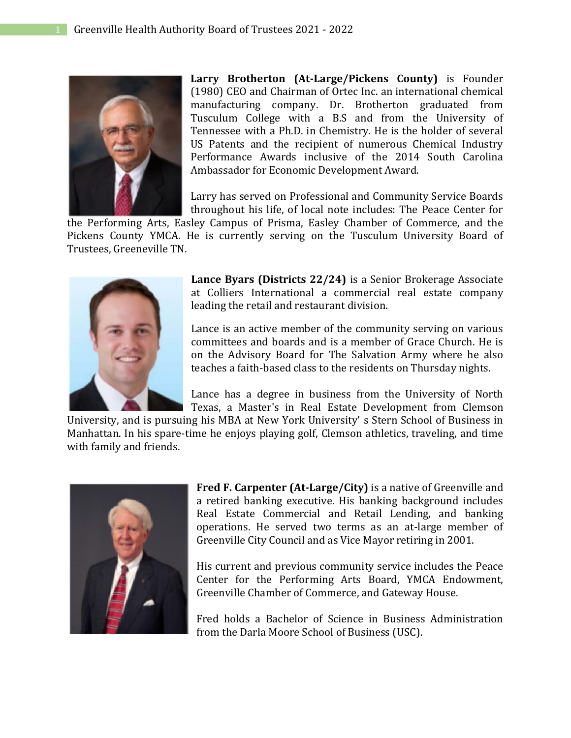**Larry Brotherton (At-Large/Pickens County)** is Founder (1980) CEO and Chairman of Ortec Inc. an international chemical manufacturing company. Dr. Brotherton graduated from Tusculum College with a B.S and from the University of Tennessee with a Ph.D. in Chemistry. He is the holder of several US Patents and the recipient of numerous Chemical Industry Performance Awards inclusive of the 2014 South Carolina Ambassador for Economic Development Award.

Larry has served on Professional and Community Service Boards throughout his life, of local note includes: The Peace Center for the Performing Arts, Easley Campus of Prisma, Easley Chamber of Commerce, and the Pickens County YMCA. He is currently serving on the Tusculum University Board of Trustees, Greeneville TN.

**Lance Byars (Districts 22/24)** is a Senior Brokerage Associate at Colliers International a commercial real estate company leading the retail and restaurant division.

Lance is an active member of the community serving on various committees and boards and is a member of Grace Church. He is on the Advisory Board for The Salvation Army where he also teaches a faith-based class to the residents on Thursday nights.

Lance has a degree in business from the University of North Texas, a Master's in Real Estate Development from Clemson University, and is pursuing his MBA at New York University' s Stern School of Business in Manhattan. In his spare-time he enjoys playing golf, Clemson athletics, traveling, and time with family and friends.

**Fred F. Carpenter (At-Large/City)** is a native of Greenville and a retired banking executive. His banking background includes Real Estate Commercial and Retail Lending, and banking operations. He served two terms as an at-large member of Greenville City Council and as Vice Mayor retiring in 2001.

His current and previous community service includes the Peace Center for the Performing Arts Board, YMCA Endowment, Greenville Chamber of Commerce, and Gateway House.

Fred holds a Bachelor of Science in Business Administration from the Darla Moore School of Business (USC).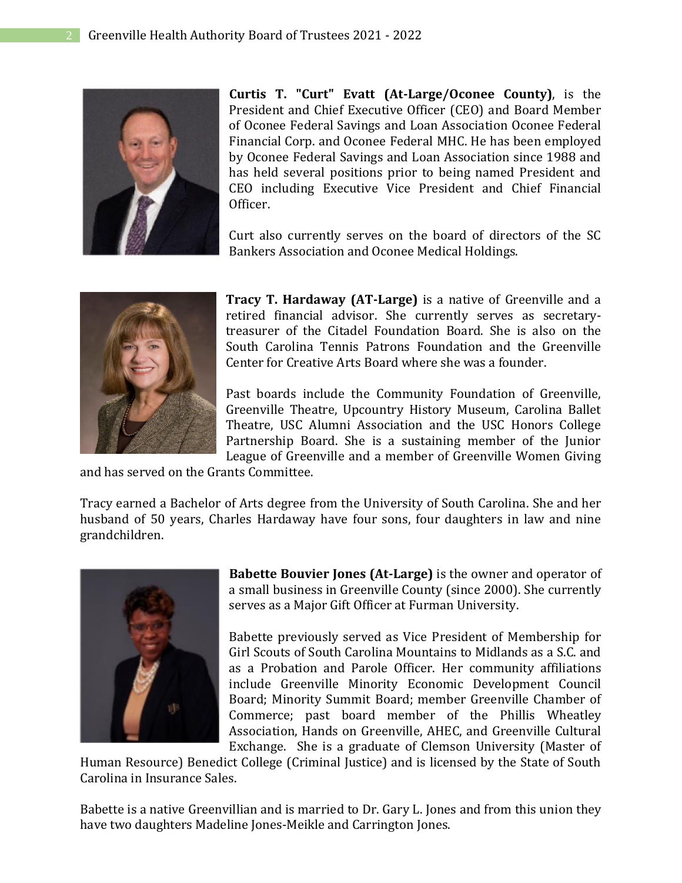**Curtis T. "Curt" Evatt (At-Large/Oconee County)**, is the President and Chief Executive Officer (CEO) and Board Member of Oconee Federal Savings and Loan Association Oconee Federal Financial Corp. and Oconee Federal MHC. He has been employed by Oconee Federal Savings and Loan Association since 1988 and has held several positions prior to being named President and CEO including Executive Vice President and Chief Financial Officer.

Curt also currently serves on the board of directors of the SC Bankers Association and Oconee Medical Holdings.

**Tracy T. Hardaway (AT-Large)** is a native of Greenville and a retired financial advisor. She currently serves as secretary-treasurer of the Citadel Foundation Board. She is also on the South Carolina Tennis Patrons Foundation and the Greenville Center for Creative Arts Board where she was a founder.

Past boards include the Community Foundation of Greenville, Greenville Theatre, Upcountry History Museum, Carolina Ballet Theatre, USC Alumni Association and the USC Honors College Partnership Board. She is a sustaining member of the Junior League of Greenville and a member of Greenville Women Giving and has served on the Grants Committee.

Tracy earned a Bachelor of Arts degree from the University of South Carolina. She and her husband of 50 years, Charles Hardaway have four sons, four daughters in law and nine grandchildren.

**Babette Bouvier Jones (At-Large)** is the owner and operator of a small business in Greenville County (since 2000). She currently serves as a Major Gift Officer at Furman University.

Babette previously served as Vice President of Membership for Girl Scouts of South Carolina Mountains to Midlands as a S.C. and as a Probation and Parole Officer. Her community affiliations include Greenville Minority Economic Development Council Board; Minority Summit Board; member Greenville Chamber of Commerce; past board member of the Phillis Wheatley Association, Hands on Greenville, AHEC, and Greenville Cultural Exchange. She is a graduate of Clemson University (Master of Human Resource) Benedict College (Criminal Justice) and is licensed by the State of South Carolina in Insurance Sales.

Babette is a native Greenvillian and is married to Dr. Gary L. Jones and from this union they have two daughters Madeline Jones-Meikle and Carrington Jones.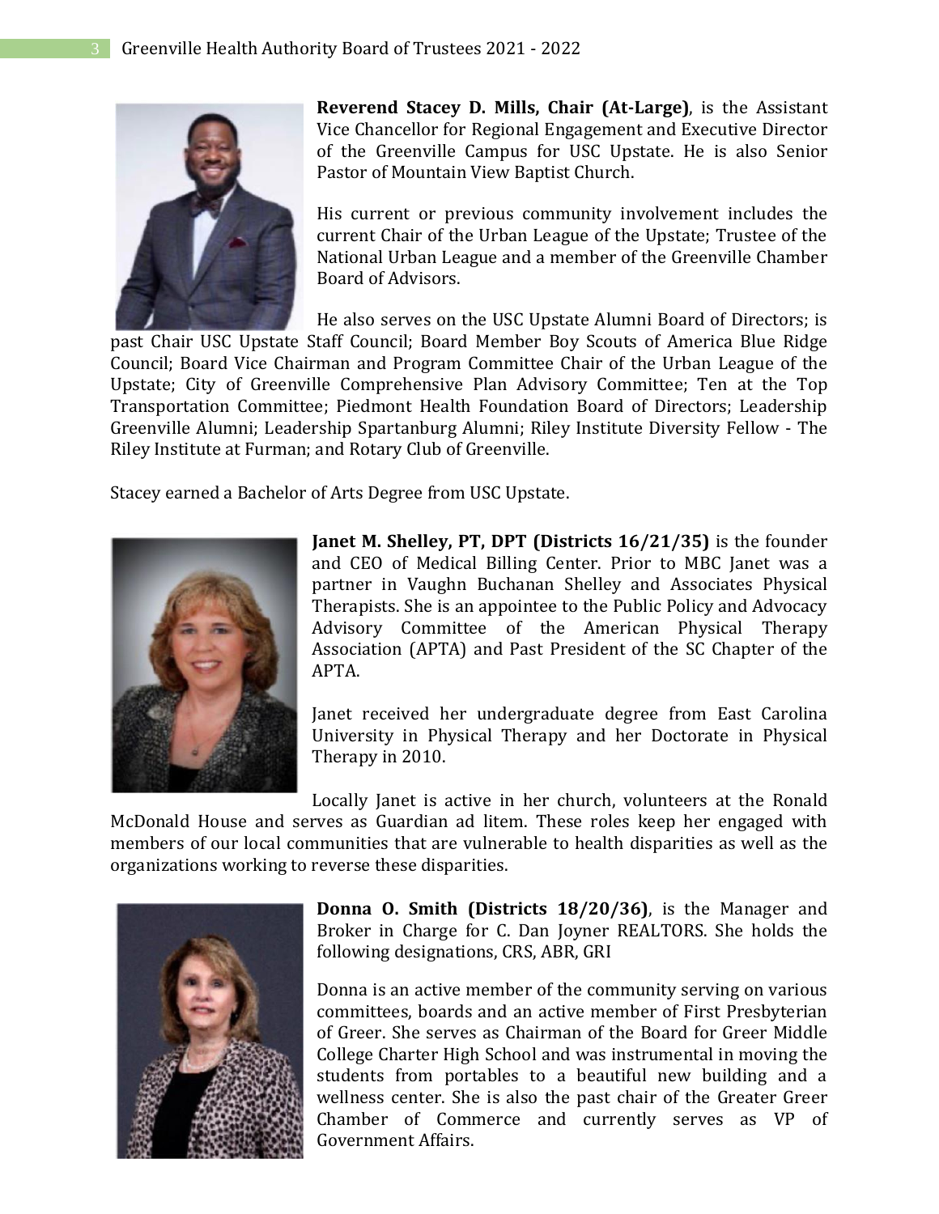**Reverend Stacey D. Mills, Chair (At-Large)**, is the Assistant Vice Chancellor for Regional Engagement and Executive Director of the Greenville Campus for USC Upstate. He is also Senior Pastor of Mountain View Baptist Church.

His current or previous community involvement includes the current Chair of the Urban League of the Upstate; Trustee of the National Urban League and a member of the Greenville Chamber Board of Advisors.

He also serves on the USC Upstate Alumni Board of Directors; is past Chair USC Upstate Staff Council; Board Member Boy Scouts of America Blue Ridge Council; Board Vice Chairman and Program Committee Chair of the Urban League of the Upstate; City of Greenville Comprehensive Plan Advisory Committee; Ten at the Top Transportation Committee; Piedmont Health Foundation Board of Directors; Leadership Greenville Alumni; Leadership Spartanburg Alumni; Riley Institute Diversity Fellow - The Riley Institute at Furman; and Rotary Club of Greenville.

Stacey earned a Bachelor of Arts Degree from USC Upstate.

**Janet M. Shelley, PT, DPT (Districts 16/21/35)** is the founder and CEO of Medical Billing Center. Prior to MBC Janet was a partner in Vaughn Buchanan Shelley and Associates Physical Therapists. She is an appointee to the Public Policy and Advocacy Advisory Committee of the American Physical Therapy Association (APTA) and Past President of the SC Chapter of the APTA.

Janet received her undergraduate degree from East Carolina University in Physical Therapy and her Doctorate in Physical Therapy in 2010.

Locally Janet is active in her church, volunteers at the Ronald McDonald House and serves as Guardian ad litem. These roles keep her engaged with members of our local communities that are vulnerable to health disparities as well as the organizations working to reverse these disparities.

**Donna O. Smith (Districts 18/20/36)**, is the Manager and Broker in Charge for C. Dan Joyner REALTORS. She holds the following designations, CRS, ABR, GRI

Donna is an active member of the community serving on various committees, boards and an active member of First Presbyterian of Greer. She serves as Chairman of the Board for Greer Middle College Charter High School and was instrumental in moving the students from portables to a beautiful new building and a wellness center. She is also the past chair of the Greater Greer Chamber of Commerce and currently serves as VP of Government Affairs.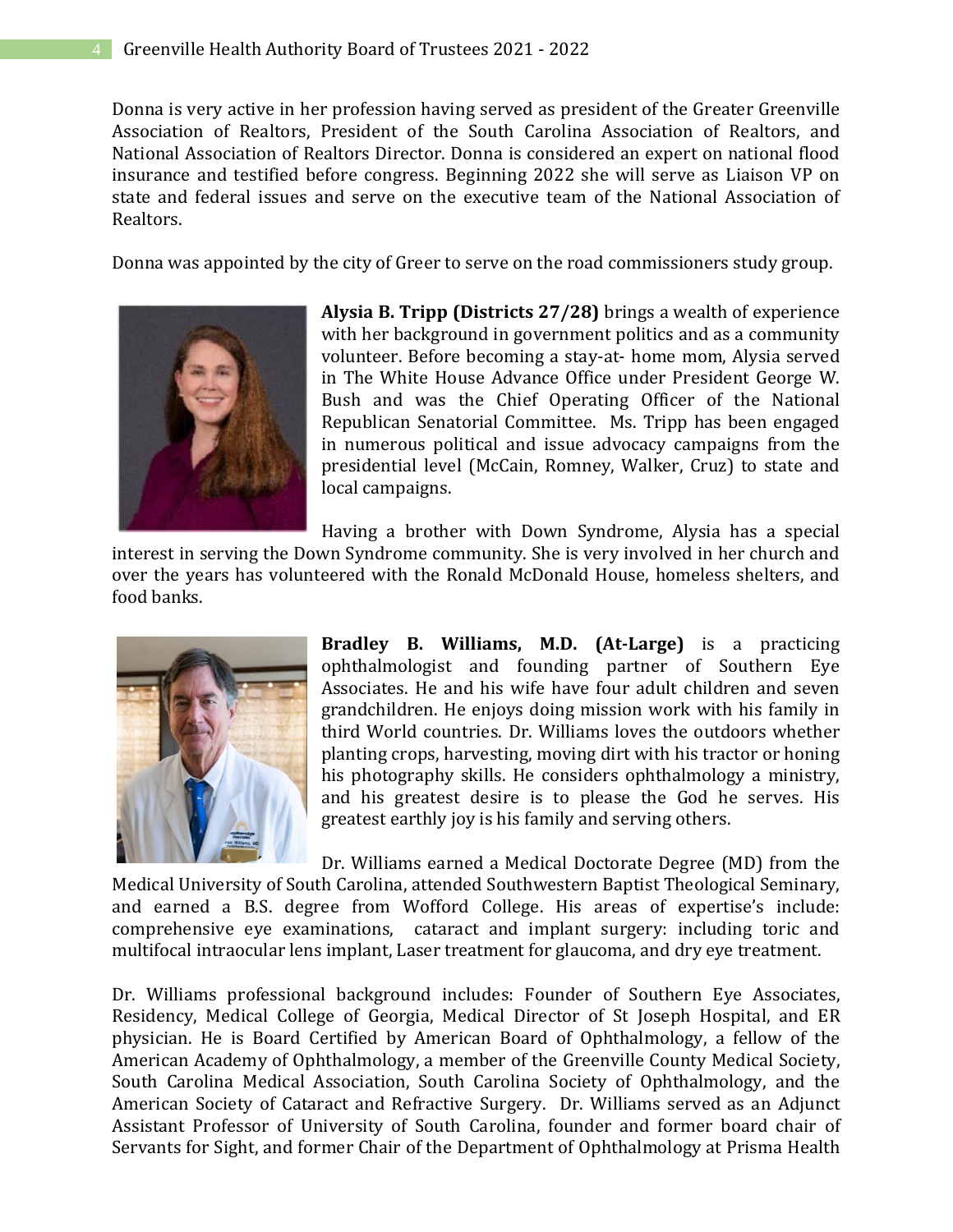Donna is very active in her profession having served as president of the Greater Greenville Association of Realtors, President of the South Carolina Association of Realtors, and National Association of Realtors Director. Donna is considered an expert on national flood insurance and testified before congress. Beginning 2022 she will serve as Liaison VP on state and federal issues and serve on the executive team of the National Association of Realtors.

Donna was appointed by the city of Greer to serve on the road commissioners study group.

**Alysia B. Tripp (Districts 27/28)** brings a wealth of experience with her background in government politics and as a community volunteer. Before becoming a stay-at- home mom, Alysia served in The White House Advance Office under President George W. Bush and was the Chief Operating Officer of the National Republican Senatorial Committee. Ms. Tripp has been engaged in numerous political and issue advocacy campaigns from the presidential level (McCain, Romney, Walker, Cruz) to state and local campaigns.

Having a brother with Down Syndrome, Alysia has a special interest in serving the Down Syndrome community. She is very involved in her church and over the years has volunteered with the Ronald McDonald House, homeless shelters, and food banks.

**Bradley B. Williams, M.D. (At-Large)** is a practicing ophthalmologist and founding partner of Southern Eye Associates. He and his wife have four adult children and seven grandchildren. He enjoys doing mission work with his family in third World countries. Dr. Williams loves the outdoors whether planting crops, harvesting, moving dirt with his tractor or honing his photography skills. He considers ophthalmology a ministry, and his greatest desire is to please the God he serves. His greatest earthly joy is his family and serving others.

Dr. Williams earned a Medical Doctorate Degree (MD) from the Medical University of South Carolina, attended Southwestern Baptist Theological Seminary, and earned a B.S. degree from Wofford College. His areas of expertise's include: comprehensive eye examinations, cataract and implant surgery: including toric and multifocal intraocular lens implant, Laser treatment for glaucoma, and dry eye treatment.

Dr. Williams professional background includes: Founder of Southern Eye Associates, Residency, Medical College of Georgia, Medical Director of St Joseph Hospital, and ER physician. He is Board Certified by American Board of Ophthalmology, a fellow of the American Academy of Ophthalmology, a member of the Greenville County Medical Society, South Carolina Medical Association, South Carolina Society of Ophthalmology, and the American Society of Cataract and Refractive Surgery. Dr. Williams served as an Adjunct Assistant Professor of University of South Carolina, founder and former board chair of Servants for Sight, and former Chair of the Department of Ophthalmology at Prisma Health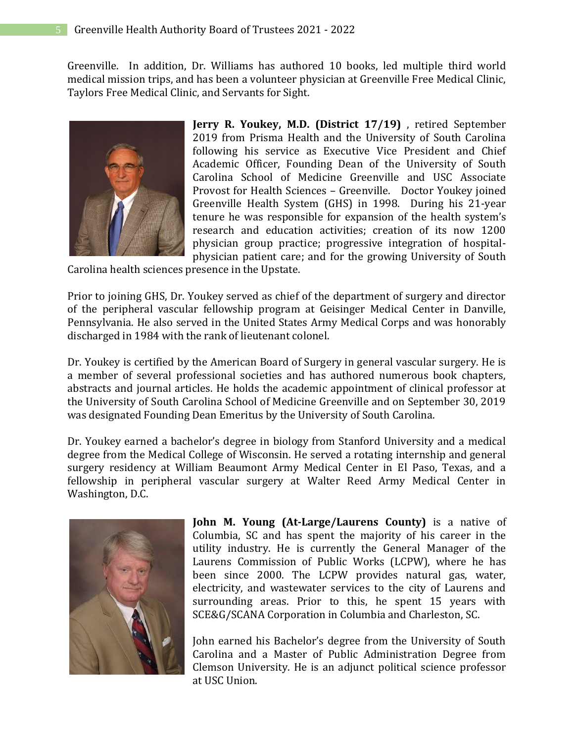Greenville. In addition, Dr. Williams has authored 10 books, led multiple third world medical mission trips, and has been a volunteer physician at Greenville Free Medical Clinic, Taylors Free Medical Clinic, and Servants for Sight.

**Jerry R. Youkey, M.D. (District 17/19)** , retired September 2019 from Prisma Health and the University of South Carolina following his service as Executive Vice President and Chief Academic Officer, Founding Dean of the University of South Carolina School of Medicine Greenville and USC Associate Provost for Health Sciences – Greenville. Doctor Youkey joined Greenville Health System (GHS) in 1998. During his 21-year tenure he was responsible for expansion of the health system's research and education activities; creation of its now 1200 physician group practice; progressive integration of hospital-physician patient care; and for the growing University of South Carolina health sciences presence in the Upstate.

Prior to joining GHS, Dr. Youkey served as chief of the department of surgery and director of the peripheral vascular fellowship program at Geisinger Medical Center in Danville, Pennsylvania. He also served in the United States Army Medical Corps and was honorably discharged in 1984 with the rank of lieutenant colonel.

Dr. Youkey is certified by the American Board of Surgery in general vascular surgery. He is a member of several professional societies and has authored numerous book chapters, abstracts and journal articles. He holds the academic appointment of clinical professor at the University of South Carolina School of Medicine Greenville and on September 30, 2019 was designated Founding Dean Emeritus by the University of South Carolina.

Dr. Youkey earned a bachelor's degree in biology from Stanford University and a medical degree from the Medical College of Wisconsin. He served a rotating internship and general surgery residency at William Beaumont Army Medical Center in El Paso, Texas, and a fellowship in peripheral vascular surgery at Walter Reed Army Medical Center in Washington, D.C.

**John M. Young (At-Large/Laurens County)** is a native of Columbia, SC and has spent the majority of his career in the utility industry. He is currently the General Manager of the Laurens Commission of Public Works (LCPW), where he has been since 2000. The LCPW provides natural gas, water, electricity, and wastewater services to the city of Laurens and surrounding areas. Prior to this, he spent 15 years with SCE&G/SCANA Corporation in Columbia and Charleston, SC.

John earned his Bachelor's degree from the University of South Carolina and a Master of Public Administration Degree from Clemson University. He is an adjunct political science professor at USC Union.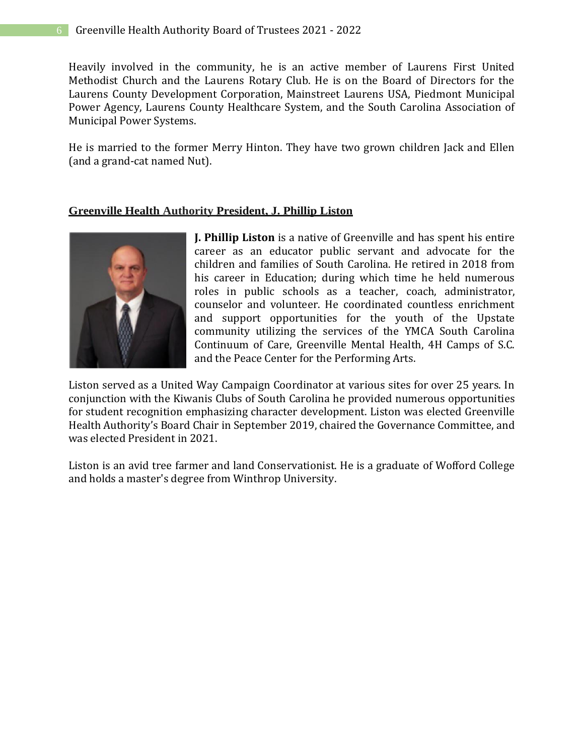Heavily involved in the community, he is an active member of Laurens First United Methodist Church and the Laurens Rotary Club. He is on the Board of Directors for the Laurens County Development Corporation, Mainstreet Laurens USA, Piedmont Municipal Power Agency, Laurens County Healthcare System, and the South Carolina Association of Municipal Power Systems.

He is married to the former Merry Hinton. They have two grown children Jack and Ellen (and a grand-cat named Nut).

## Greenville Health Authority President, J. Phillip Liston

**J. Phillip Liston** is a native of Greenville and has spent his entire career as an educator public servant and advocate for the children and families of South Carolina. He retired in 2018 from his career in Education; during which time he held numerous roles in public schools as a teacher, coach, administrator, counselor and volunteer. He coordinated countless enrichment and support opportunities for the youth of the Upstate community utilizing the services of the YMCA South Carolina Continuum of Care, Greenville Mental Health, 4H Camps of S.C. and the Peace Center for the Performing Arts.

Liston served as a United Way Campaign Coordinator at various sites for over 25 years. In conjunction with the Kiwanis Clubs of South Carolina he provided numerous opportunities for student recognition emphasizing character development. Liston was elected Greenville Health Authority's Board Chair in September 2019, chaired the Governance Committee, and was elected President in 2021.

Liston is an avid tree farmer and land Conservationist. He is a graduate of Wofford College and holds a master's degree from Winthrop University.